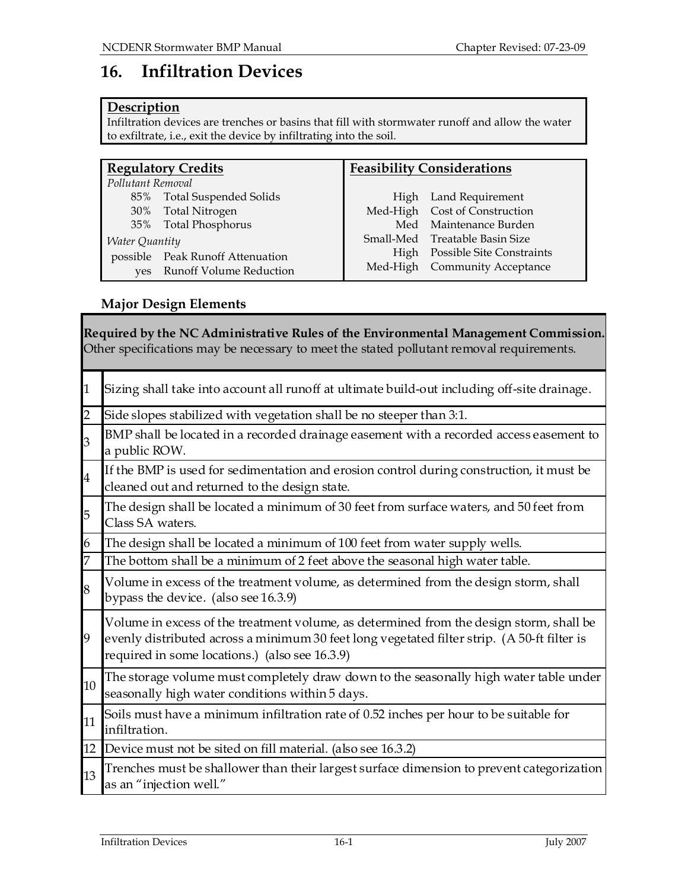# 16. Infiltration Devices

**Description**

Infiltration devices are trenches or basins that fill with stormwater runoff and allow the water to exfiltrate, i.e., exit the device by infiltrating into the soil.

| **Regulatory Credits** | | **Feasibility Considerations** | |
|---|---|---|---|
| *Pollutant Removal* | | | |
| 85% | Total Suspended Solids | High | Land Requirement |
| 30% | Total Nitrogen | Med-High | Cost of Construction |
| 35% | Total Phosphorus | Med | Maintenance Burden |
| *Water Quantity* | | Small-Med | Treatable Basin Size |
| possible | Peak Runoff Attenuation | High | Possible Site Constraints |
| yes | Runoff Volume Reduction | Med-High | Community Acceptance |

### Major Design Elements

**Required by the NC Administrative Rules of the Environmental Management Commission.** Other specifications may be necessary to meet the stated pollutant removal requirements.

| | |
|---|---|
| 1 | Sizing shall take into account all runoff at ultimate build-out including off-site drainage. |
| 2 | Side slopes stabilized with vegetation shall be no steeper than 3:1. |
| 3 | BMP shall be located in a recorded drainage easement with a recorded access easement to a public ROW. |
| 4 | If the BMP is used for sedimentation and erosion control during construction, it must be cleaned out and returned to the design state. |
| 5 | The design shall be located a minimum of 30 feet from surface waters, and 50 feet from Class SA waters. |
| 6 | The design shall be located a minimum of 100 feet from water supply wells. |
| 7 | The bottom shall be a minimum of 2 feet above the seasonal high water table. |
| 8 | Volume in excess of the treatment volume, as determined from the design storm, shall bypass the device. (also see 16.3.9) |
| 9 | Volume in excess of the treatment volume, as determined from the design storm, shall be evenly distributed across a minimum 30 feet long vegetated filter strip. (A 50-ft filter is required in some locations.) (also see 16.3.9) |
| 10 | The storage volume must completely draw down to the seasonally high water table under seasonally high water conditions within 5 days. |
| 11 | Soils must have a minimum infiltration rate of 0.52 inches per hour to be suitable for infiltration. |
| 12 | Device must not be sited on fill material. (also see 16.3.2) |
| 13 | Trenches must be shallower than their largest surface dimension to prevent categorization as an "injection well." |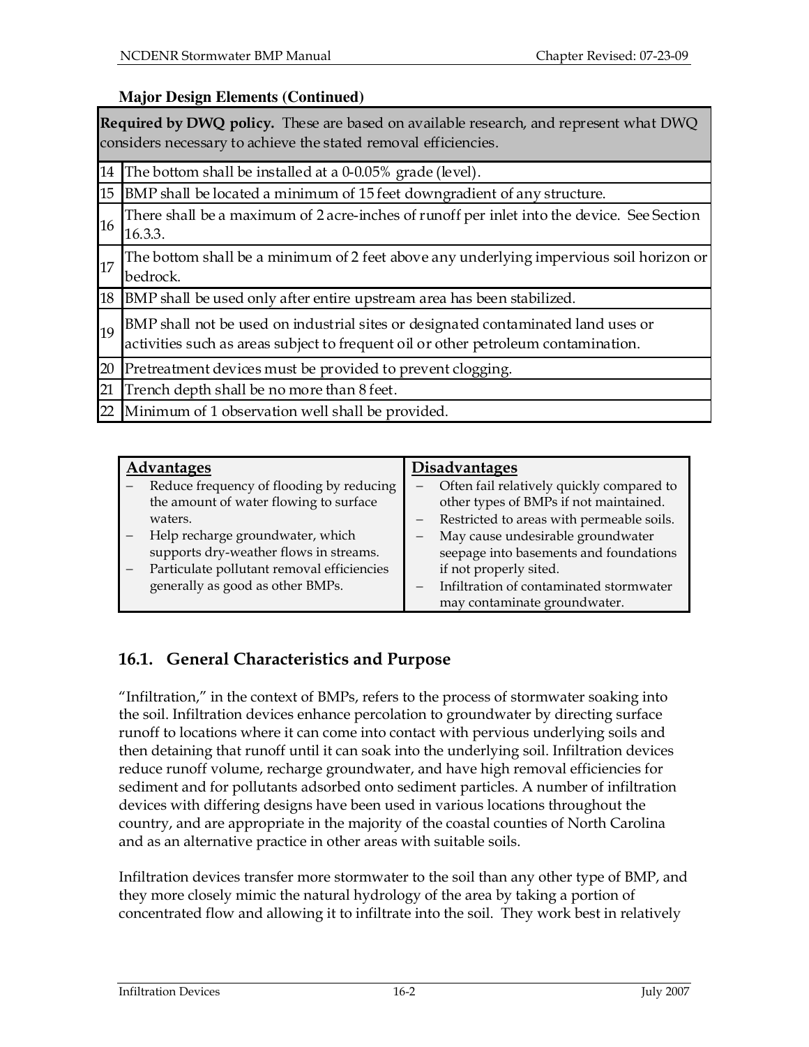**Major Design Elements (Continued)**

| | **Required by DWQ policy.** These are based on available research, and represent what DWQ considers necessary to achieve the stated removal efficiencies. |
|---|---|
| 14 | The bottom shall be installed at a 0-0.05% grade (level). |
| 15 | BMP shall be located a minimum of 15 feet downgradient of any structure. |
| 16 | There shall be a maximum of 2 acre-inches of runoff per inlet into the device. See Section 16.3.3. |
| 17 | The bottom shall be a minimum of 2 feet above any underlying impervious soil horizon or bedrock. |
| 18 | BMP shall be used only after entire upstream area has been stabilized. |
| 19 | BMP shall not be used on industrial sites or designated contaminated land uses or activities such as areas subject to frequent oil or other petroleum contamination. |
| 20 | Pretreatment devices must be provided to prevent clogging. |
| 21 | Trench depth shall be no more than 8 feet. |
| 22 | Minimum of 1 observation well shall be provided. |

| Advantages | Disadvantages |
|---|---|
| – Reduce frequency of flooding by reducing the amount of water flowing to surface waters.<br>– Help recharge groundwater, which supports dry-weather flows in streams.<br>– Particulate pollutant removal efficiencies generally as good as other BMPs. | – Often fail relatively quickly compared to other types of BMPs if not maintained.<br>– Restricted to areas with permeable soils.<br>– May cause undesirable groundwater seepage into basements and foundations if not properly sited.<br>– Infiltration of contaminated stormwater may contaminate groundwater. |

## 16.1. General Characteristics and Purpose

"Infiltration," in the context of BMPs, refers to the process of stormwater soaking into the soil. Infiltration devices enhance percolation to groundwater by directing surface runoff to locations where it can come into contact with pervious underlying soils and then detaining that runoff until it can soak into the underlying soil. Infiltration devices reduce runoff volume, recharge groundwater, and have high removal efficiencies for sediment and for pollutants adsorbed onto sediment particles. A number of infiltration devices with differing designs have been used in various locations throughout the country, and are appropriate in the majority of the coastal counties of North Carolina and as an alternative practice in other areas with suitable soils.

Infiltration devices transfer more stormwater to the soil than any other type of BMP, and they more closely mimic the natural hydrology of the area by taking a portion of concentrated flow and allowing it to infiltrate into the soil. They work best in relatively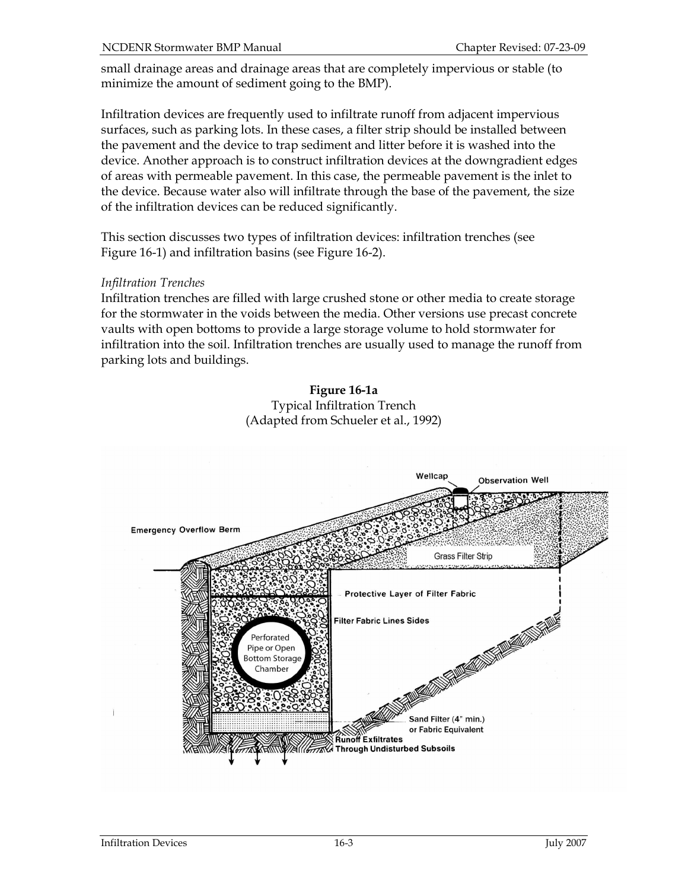small drainage areas and drainage areas that are completely impervious or stable (to minimize the amount of sediment going to the BMP).

Infiltration devices are frequently used to infiltrate runoff from adjacent impervious surfaces, such as parking lots. In these cases, a filter strip should be installed between the pavement and the device to trap sediment and litter before it is washed into the device. Another approach is to construct infiltration devices at the downgradient edges of areas with permeable pavement. In this case, the permeable pavement is the inlet to the device. Because water also will infiltrate through the base of the pavement, the size of the infiltration devices can be reduced significantly.

This section discusses two types of infiltration devices: infiltration trenches (see Figure 16-1) and infiltration basins (see Figure 16-2).

*Infiltration Trenches*

Infiltration trenches are filled with large crushed stone or other media to create storage for the stormwater in the voids between the media. Other versions use precast concrete vaults with open bottoms to provide a large storage volume to hold stormwater for infiltration into the soil. Infiltration trenches are usually used to manage the runoff from parking lots and buildings.

**Figure 16-1a**
Typical Infiltration Trench
(Adapted from Schueler et al., 1992)

Wellcap
Observation Well
Emergency Overflow Berm
Grass Filter Strip
Protective Layer of Filter Fabric
Filter Fabric Lines Sides
Perforated Pipe or Open Bottom Storage Chamber
Sand Filter (4" min.) or Fabric Equivalent
Runoff Exfiltrates Through Undisturbed Subsoils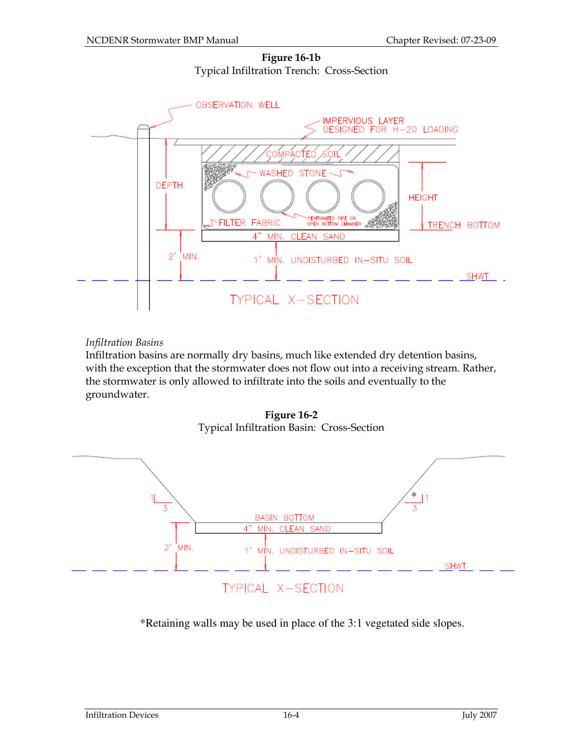**Figure 16-1b**
Typical Infiltration Trench: Cross-Section

*Infiltration Basins*
Infiltration basins are normally dry basins, much like extended dry detention basins, with the exception that the stormwater does not flow out into a receiving stream. Rather, the stormwater is only allowed to infiltrate into the soils and eventually to the groundwater.

**Figure 16-2**
Typical Infiltration Basin: Cross-Section

*Retaining walls may be used in place of the 3:1 vegetated side slopes.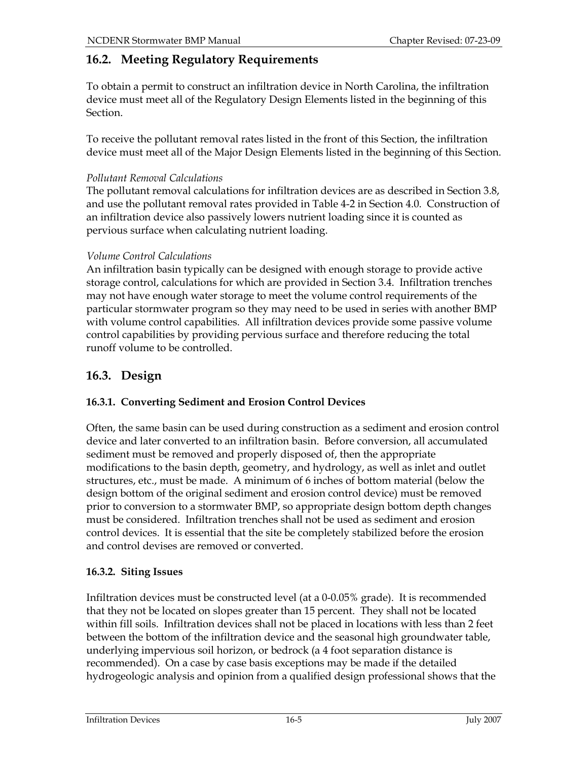## 16.2. Meeting Regulatory Requirements

To obtain a permit to construct an infiltration device in North Carolina, the infiltration device must meet all of the Regulatory Design Elements listed in the beginning of this Section.

To receive the pollutant removal rates listed in the front of this Section, the infiltration device must meet all of the Major Design Elements listed in the beginning of this Section.

*Pollutant Removal Calculations*

The pollutant removal calculations for infiltration devices are as described in Section 3.8, and use the pollutant removal rates provided in Table 4-2 in Section 4.0. Construction of an infiltration device also passively lowers nutrient loading since it is counted as pervious surface when calculating nutrient loading.

*Volume Control Calculations*

An infiltration basin typically can be designed with enough storage to provide active storage control, calculations for which are provided in Section 3.4. Infiltration trenches may not have enough water storage to meet the volume control requirements of the particular stormwater program so they may need to be used in series with another BMP with volume control capabilities. All infiltration devices provide some passive volume control capabilities by providing pervious surface and therefore reducing the total runoff volume to be controlled.

## 16.3. Design

### 16.3.1. Converting Sediment and Erosion Control Devices

Often, the same basin can be used during construction as a sediment and erosion control device and later converted to an infiltration basin. Before conversion, all accumulated sediment must be removed and properly disposed of, then the appropriate modifications to the basin depth, geometry, and hydrology, as well as inlet and outlet structures, etc., must be made. A minimum of 6 inches of bottom material (below the design bottom of the original sediment and erosion control device) must be removed prior to conversion to a stormwater BMP, so appropriate design bottom depth changes must be considered. Infiltration trenches shall not be used as sediment and erosion control devices. It is essential that the site be completely stabilized before the erosion and control devises are removed or converted.

### 16.3.2. Siting Issues

Infiltration devices must be constructed level (at a 0-0.05% grade). It is recommended that they not be located on slopes greater than 15 percent. They shall not be located within fill soils. Infiltration devices shall not be placed in locations with less than 2 feet between the bottom of the infiltration device and the seasonal high groundwater table, underlying impervious soil horizon, or bedrock (a 4 foot separation distance is recommended). On a case by case basis exceptions may be made if the detailed hydrogeologic analysis and opinion from a qualified design professional shows that the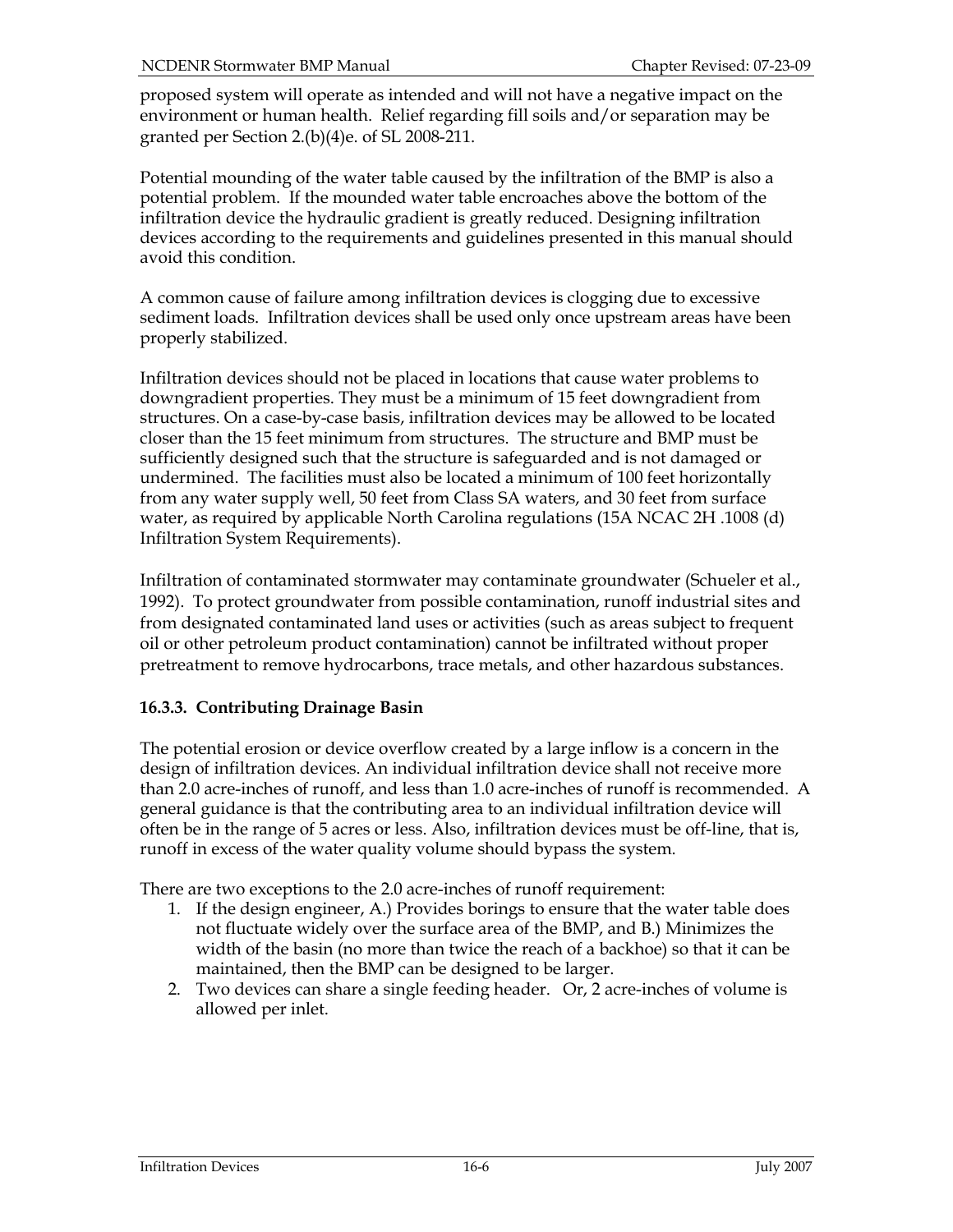proposed system will operate as intended and will not have a negative impact on the environment or human health. Relief regarding fill soils and/or separation may be granted per Section 2.(b)(4)e. of SL 2008-211.

Potential mounding of the water table caused by the infiltration of the BMP is also a potential problem. If the mounded water table encroaches above the bottom of the infiltration device the hydraulic gradient is greatly reduced. Designing infiltration devices according to the requirements and guidelines presented in this manual should avoid this condition.

A common cause of failure among infiltration devices is clogging due to excessive sediment loads. Infiltration devices shall be used only once upstream areas have been properly stabilized.

Infiltration devices should not be placed in locations that cause water problems to downgradient properties. They must be a minimum of 15 feet downgradient from structures. On a case-by-case basis, infiltration devices may be allowed to be located closer than the 15 feet minimum from structures. The structure and BMP must be sufficiently designed such that the structure is safeguarded and is not damaged or undermined. The facilities must also be located a minimum of 100 feet horizontally from any water supply well, 50 feet from Class SA waters, and 30 feet from surface water, as required by applicable North Carolina regulations (15A NCAC 2H .1008 (d) Infiltration System Requirements).

Infiltration of contaminated stormwater may contaminate groundwater (Schueler et al., 1992). To protect groundwater from possible contamination, runoff industrial sites and from designated contaminated land uses or activities (such as areas subject to frequent oil or other petroleum product contamination) cannot be infiltrated without proper pretreatment to remove hydrocarbons, trace metals, and other hazardous substances.

### 16.3.3. Contributing Drainage Basin

The potential erosion or device overflow created by a large inflow is a concern in the design of infiltration devices. An individual infiltration device shall not receive more than 2.0 acre-inches of runoff, and less than 1.0 acre-inches of runoff is recommended. A general guidance is that the contributing area to an individual infiltration device will often be in the range of 5 acres or less. Also, infiltration devices must be off-line, that is, runoff in excess of the water quality volume should bypass the system.

There are two exceptions to the 2.0 acre-inches of runoff requirement:

1. If the design engineer, A.) Provides borings to ensure that the water table does not fluctuate widely over the surface area of the BMP, and B.) Minimizes the width of the basin (no more than twice the reach of a backhoe) so that it can be maintained, then the BMP can be designed to be larger.
2. Two devices can share a single feeding header. Or, 2 acre-inches of volume is allowed per inlet.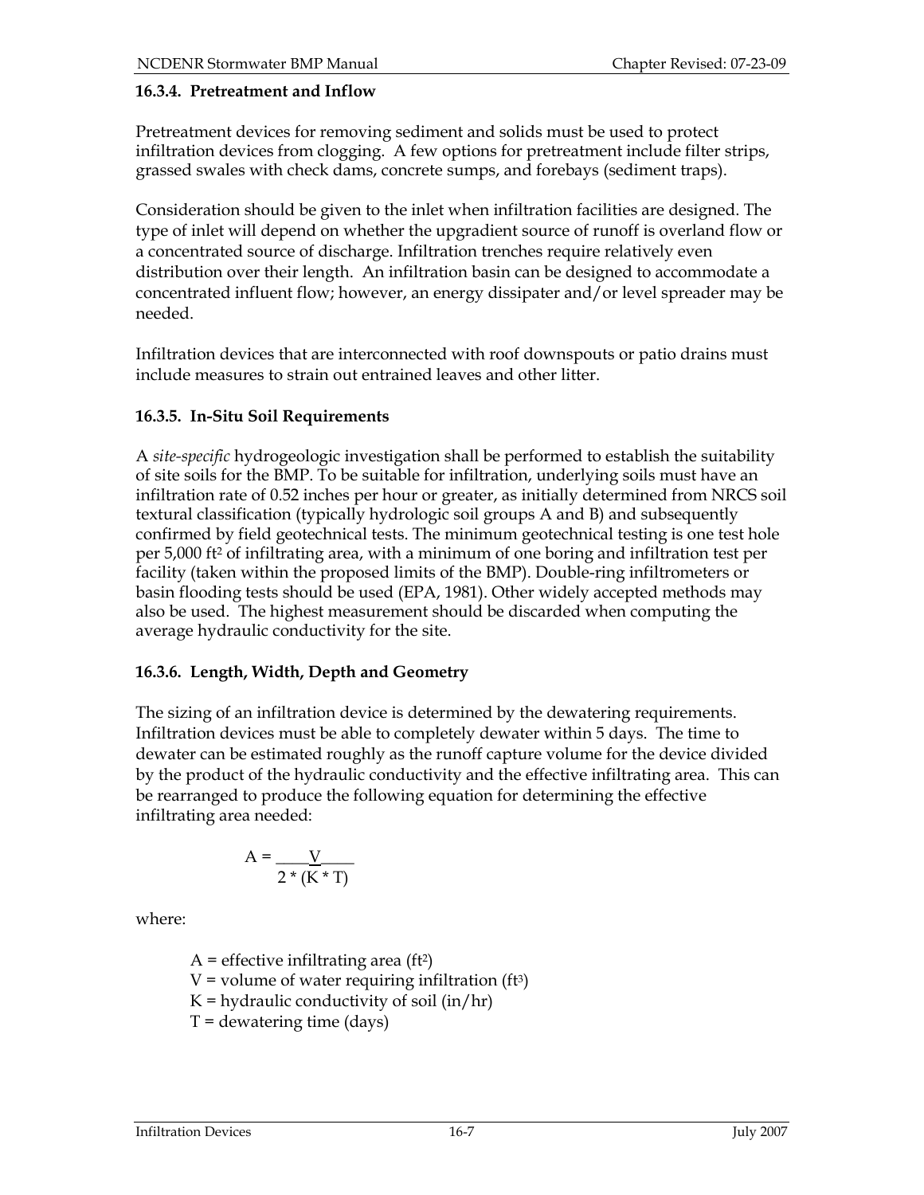### 16.3.4. Pretreatment and Inflow

Pretreatment devices for removing sediment and solids must be used to protect infiltration devices from clogging. A few options for pretreatment include filter strips, grassed swales with check dams, concrete sumps, and forebays (sediment traps).

Consideration should be given to the inlet when infiltration facilities are designed. The type of inlet will depend on whether the upgradient source of runoff is overland flow or a concentrated source of discharge. Infiltration trenches require relatively even distribution over their length. An infiltration basin can be designed to accommodate a concentrated influent flow; however, an energy dissipater and/or level spreader may be needed.

Infiltration devices that are interconnected with roof downspouts or patio drains must include measures to strain out entrained leaves and other litter.

### 16.3.5. In-Situ Soil Requirements

A *site-specific* hydrogeologic investigation shall be performed to establish the suitability of site soils for the BMP. To be suitable for infiltration, underlying soils must have an infiltration rate of 0.52 inches per hour or greater, as initially determined from NRCS soil textural classification (typically hydrologic soil groups A and B) and subsequently confirmed by field geotechnical tests. The minimum geotechnical testing is one test hole per 5,000 $ft^2$ of infiltrating area, with a minimum of one boring and infiltration test per facility (taken within the proposed limits of the BMP). Double-ring infiltrometers or basin flooding tests should be used (EPA, 1981). Other widely accepted methods may also be used. The highest measurement should be discarded when computing the average hydraulic conductivity for the site.

### 16.3.6. Length, Width, Depth and Geometry

The sizing of an infiltration device is determined by the dewatering requirements. Infiltration devices must be able to completely dewater within 5 days. The time to dewater can be estimated roughly as the runoff capture volume for the device divided by the product of the hydraulic conductivity and the effective infiltrating area. This can be rearranged to produce the following equation for determining the effective infiltrating area needed:

$$A = \frac{V}{2 * (K * T)}$$

where:

$A$ = effective infiltrating area ($ft^2$)
$V$ = volume of water requiring infiltration ($ft^3$)
$K$ = hydraulic conductivity of soil (in/hr)
$T$ = dewatering time (days)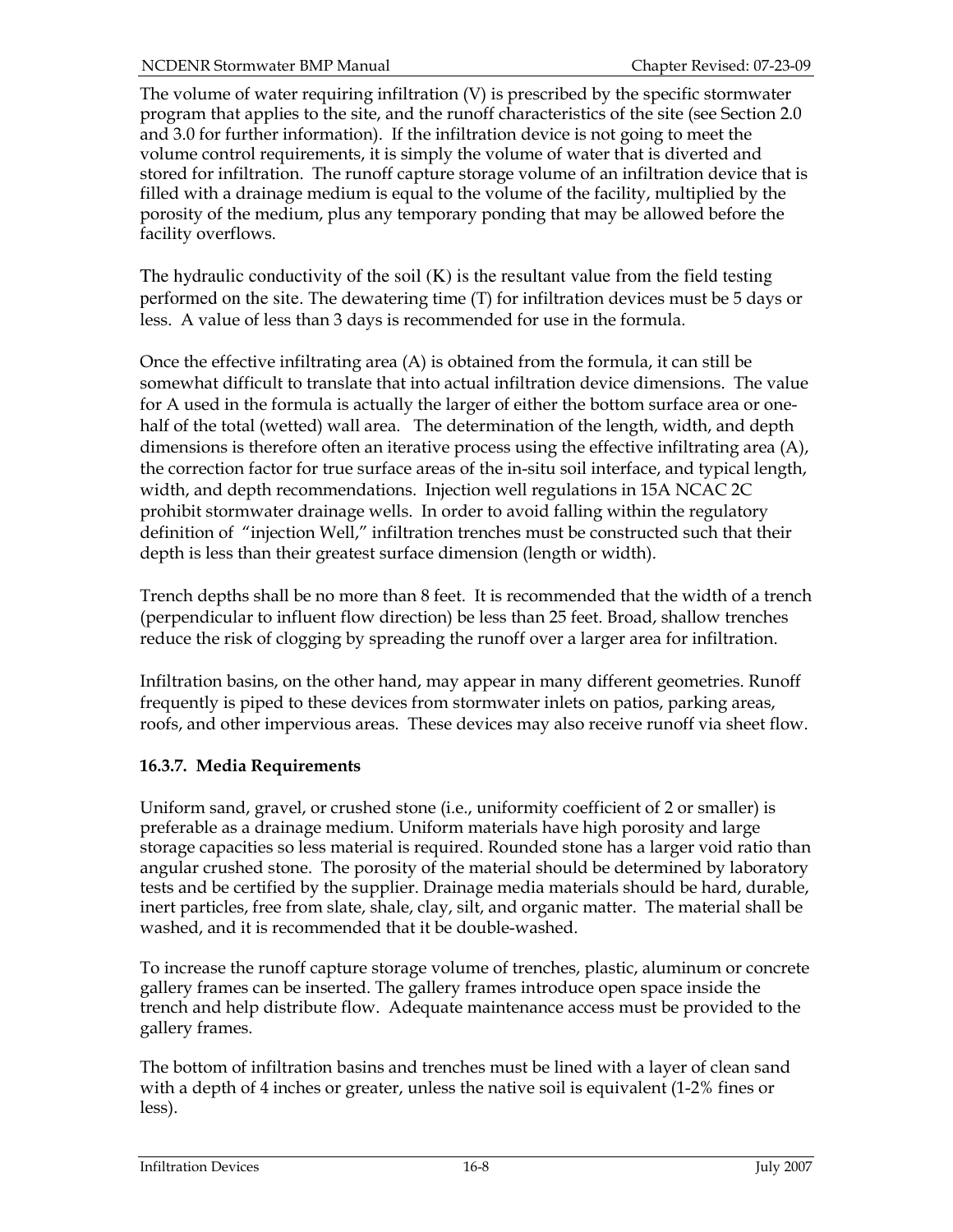The volume of water requiring infiltration (V) is prescribed by the specific stormwater program that applies to the site, and the runoff characteristics of the site (see Section 2.0 and 3.0 for further information). If the infiltration device is not going to meet the volume control requirements, it is simply the volume of water that is diverted and stored for infiltration. The runoff capture storage volume of an infiltration device that is filled with a drainage medium is equal to the volume of the facility, multiplied by the porosity of the medium, plus any temporary ponding that may be allowed before the facility overflows.

The hydraulic conductivity of the soil (K) is the resultant value from the field testing performed on the site. The dewatering time (T) for infiltration devices must be 5 days or less. A value of less than 3 days is recommended for use in the formula.

Once the effective infiltrating area (A) is obtained from the formula, it can still be somewhat difficult to translate that into actual infiltration device dimensions. The value for A used in the formula is actually the larger of either the bottom surface area or one-half of the total (wetted) wall area. The determination of the length, width, and depth dimensions is therefore often an iterative process using the effective infiltrating area (A), the correction factor for true surface areas of the in-situ soil interface, and typical length, width, and depth recommendations. Injection well regulations in 15A NCAC 2C prohibit stormwater drainage wells. In order to avoid falling within the regulatory definition of "injection Well," infiltration trenches must be constructed such that their depth is less than their greatest surface dimension (length or width).

Trench depths shall be no more than 8 feet. It is recommended that the width of a trench (perpendicular to influent flow direction) be less than 25 feet. Broad, shallow trenches reduce the risk of clogging by spreading the runoff over a larger area for infiltration.

Infiltration basins, on the other hand, may appear in many different geometries. Runoff frequently is piped to these devices from stormwater inlets on patios, parking areas, roofs, and other impervious areas. These devices may also receive runoff via sheet flow.

### 16.3.7. Media Requirements

Uniform sand, gravel, or crushed stone (i.e., uniformity coefficient of 2 or smaller) is preferable as a drainage medium. Uniform materials have high porosity and large storage capacities so less material is required. Rounded stone has a larger void ratio than angular crushed stone. The porosity of the material should be determined by laboratory tests and be certified by the supplier. Drainage media materials should be hard, durable, inert particles, free from slate, shale, clay, silt, and organic matter. The material shall be washed, and it is recommended that it be double-washed.

To increase the runoff capture storage volume of trenches, plastic, aluminum or concrete gallery frames can be inserted. The gallery frames introduce open space inside the trench and help distribute flow. Adequate maintenance access must be provided to the gallery frames.

The bottom of infiltration basins and trenches must be lined with a layer of clean sand with a depth of 4 inches or greater, unless the native soil is equivalent (1-2% fines or less).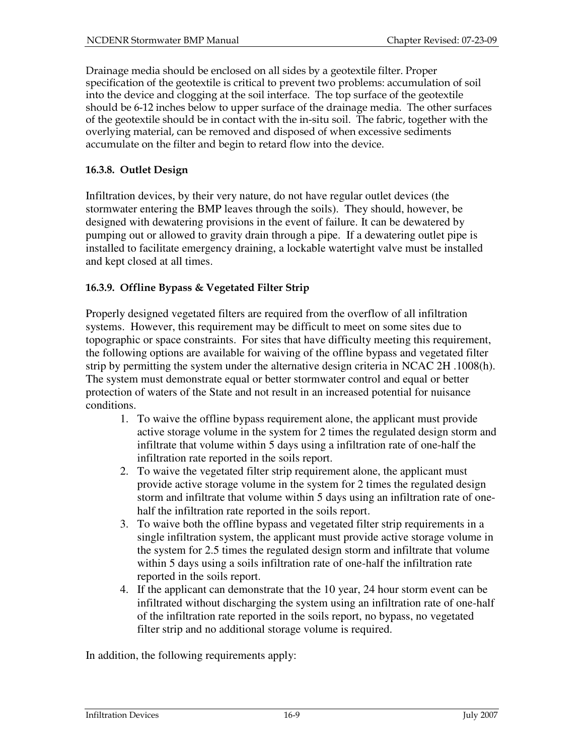Drainage media should be enclosed on all sides by a geotextile filter. Proper specification of the geotextile is critical to prevent two problems: accumulation of soil into the device and clogging at the soil interface. The top surface of the geotextile should be 6-12 inches below to upper surface of the drainage media. The other surfaces of the geotextile should be in contact with the in-situ soil. The fabric, together with the overlying material, can be removed and disposed of when excessive sediments accumulate on the filter and begin to retard flow into the device.

### 16.3.8. Outlet Design

Infiltration devices, by their very nature, do not have regular outlet devices (the stormwater entering the BMP leaves through the soils). They should, however, be designed with dewatering provisions in the event of failure. It can be dewatered by pumping out or allowed to gravity drain through a pipe. If a dewatering outlet pipe is installed to facilitate emergency draining, a lockable watertight valve must be installed and kept closed at all times.

### 16.3.9. Offline Bypass & Vegetated Filter Strip

Properly designed vegetated filters are required from the overflow of all infiltration systems. However, this requirement may be difficult to meet on some sites due to topographic or space constraints. For sites that have difficulty meeting this requirement, the following options are available for waiving of the offline bypass and vegetated filter strip by permitting the system under the alternative design criteria in NCAC 2H .1008(h). The system must demonstrate equal or better stormwater control and equal or better protection of waters of the State and not result in an increased potential for nuisance conditions.

1. To waive the offline bypass requirement alone, the applicant must provide active storage volume in the system for 2 times the regulated design storm and infiltrate that volume within 5 days using a infiltration rate of one-half the infiltration rate reported in the soils report.
2. To waive the vegetated filter strip requirement alone, the applicant must provide active storage volume in the system for 2 times the regulated design storm and infiltrate that volume within 5 days using an infiltration rate of one-half the infiltration rate reported in the soils report.
3. To waive both the offline bypass and vegetated filter strip requirements in a single infiltration system, the applicant must provide active storage volume in the system for 2.5 times the regulated design storm and infiltrate that volume within 5 days using a soils infiltration rate of one-half the infiltration rate reported in the soils report.
4. If the applicant can demonstrate that the 10 year, 24 hour storm event can be infiltrated without discharging the system using an infiltration rate of one-half of the infiltration rate reported in the soils report, no bypass, no vegetated filter strip and no additional storage volume is required.

In addition, the following requirements apply: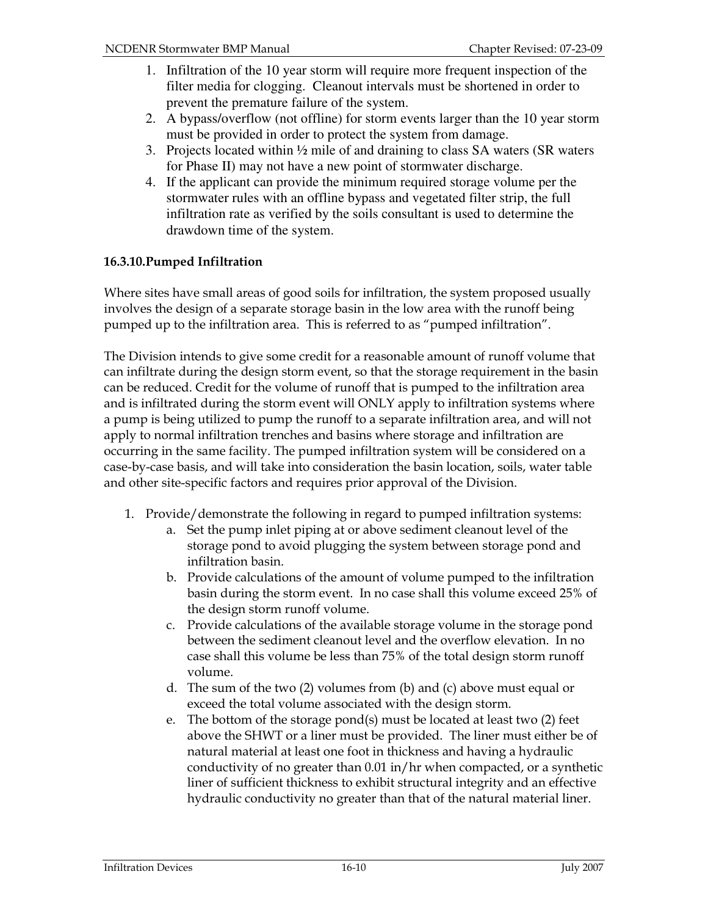1. Infiltration of the 10 year storm will require more frequent inspection of the filter media for clogging. Cleanout intervals must be shortened in order to prevent the premature failure of the system.
2. A bypass/overflow (not offline) for storm events larger than the 10 year storm must be provided in order to protect the system from damage.
3. Projects located within ½ mile of and draining to class SA waters (SR waters for Phase II) may not have a new point of stormwater discharge.
4. If the applicant can provide the minimum required storage volume per the stormwater rules with an offline bypass and vegetated filter strip, the full infiltration rate as verified by the soils consultant is used to determine the drawdown time of the system.

### 16.3.10. Pumped Infiltration

Where sites have small areas of good soils for infiltration, the system proposed usually involves the design of a separate storage basin in the low area with the runoff being pumped up to the infiltration area. This is referred to as "pumped infiltration".

The Division intends to give some credit for a reasonable amount of runoff volume that can infiltrate during the design storm event, so that the storage requirement in the basin can be reduced. Credit for the volume of runoff that is pumped to the infiltration area and is infiltrated during the storm event will ONLY apply to infiltration systems where a pump is being utilized to pump the runoff to a separate infiltration area, and will not apply to normal infiltration trenches and basins where storage and infiltration are occurring in the same facility. The pumped infiltration system will be considered on a case-by-case basis, and will take into consideration the basin location, soils, water table and other site-specific factors and requires prior approval of the Division.

1. Provide/demonstrate the following in regard to pumped infiltration systems:
   a. Set the pump inlet piping at or above sediment cleanout level of the storage pond to avoid plugging the system between storage pond and infiltration basin.
   b. Provide calculations of the amount of volume pumped to the infiltration basin during the storm event. In no case shall this volume exceed 25% of the design storm runoff volume.
   c. Provide calculations of the available storage volume in the storage pond between the sediment cleanout level and the overflow elevation. In no case shall this volume be less than 75% of the total design storm runoff volume.
   d. The sum of the two (2) volumes from (b) and (c) above must equal or exceed the total volume associated with the design storm.
   e. The bottom of the storage pond(s) must be located at least two (2) feet above the SHWT or a liner must be provided. The liner must either be of natural material at least one foot in thickness and having a hydraulic conductivity of no greater than 0.01 in/hr when compacted, or a synthetic liner of sufficient thickness to exhibit structural integrity and an effective hydraulic conductivity no greater than that of the natural material liner.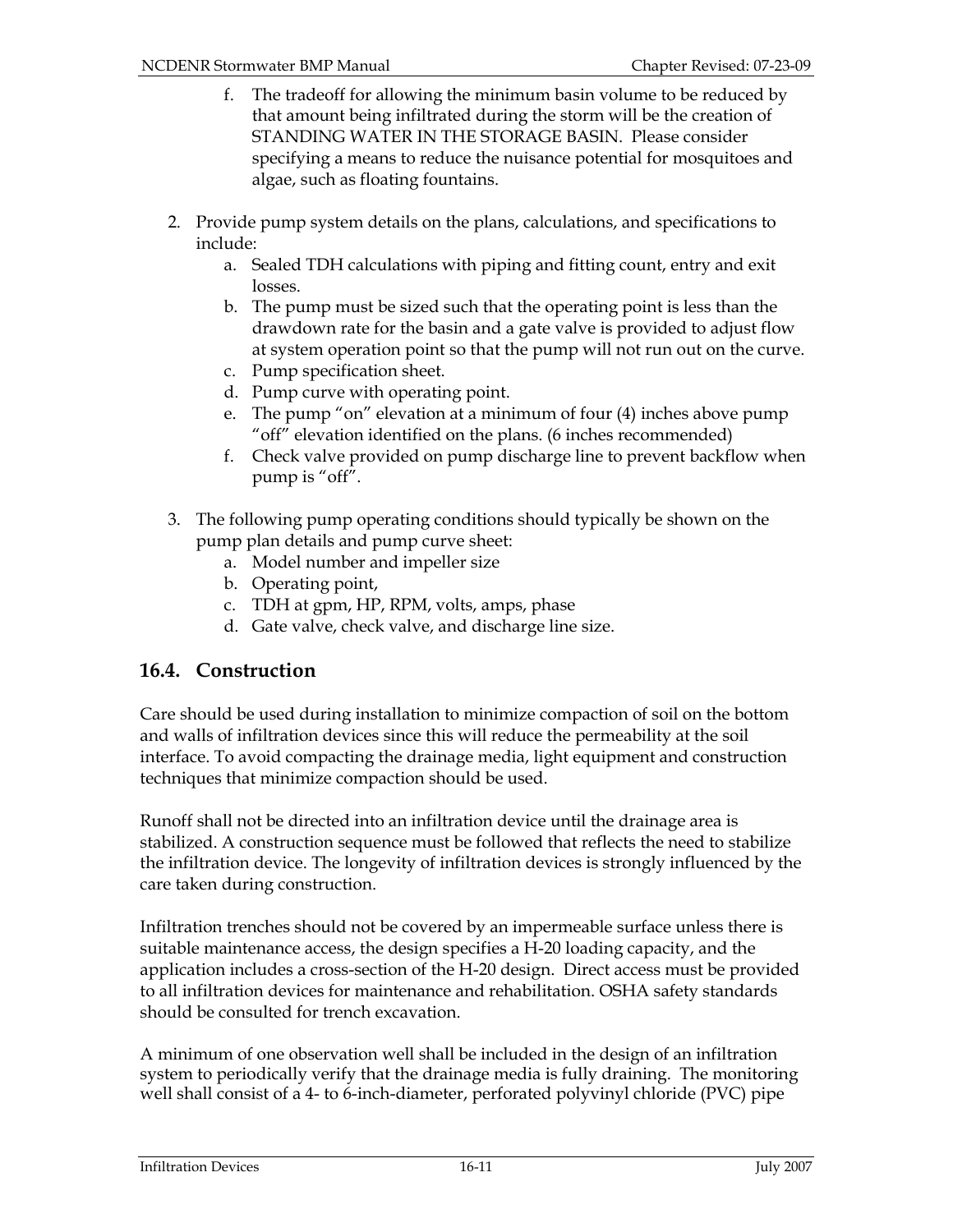f. The tradeoff for allowing the minimum basin volume to be reduced by that amount being infiltrated during the storm will be the creation of STANDING WATER IN THE STORAGE BASIN. Please consider specifying a means to reduce the nuisance potential for mosquitoes and algae, such as floating fountains.

2. Provide pump system details on the plans, calculations, and specifications to include:
   a. Sealed TDH calculations with piping and fitting count, entry and exit losses.
   b. The pump must be sized such that the operating point is less than the drawdown rate for the basin and a gate valve is provided to adjust flow at system operation point so that the pump will not run out on the curve.
   c. Pump specification sheet.
   d. Pump curve with operating point.
   e. The pump "on" elevation at a minimum of four (4) inches above pump "off" elevation identified on the plans. (6 inches recommended)
   f. Check valve provided on pump discharge line to prevent backflow when pump is "off".

3. The following pump operating conditions should typically be shown on the pump plan details and pump curve sheet:
   a. Model number and impeller size
   b. Operating point,
   c. TDH at gpm, HP, RPM, volts, amps, phase
   d. Gate valve, check valve, and discharge line size.

## 16.4. Construction

Care should be used during installation to minimize compaction of soil on the bottom and walls of infiltration devices since this will reduce the permeability at the soil interface. To avoid compacting the drainage media, light equipment and construction techniques that minimize compaction should be used.

Runoff shall not be directed into an infiltration device until the drainage area is stabilized. A construction sequence must be followed that reflects the need to stabilize the infiltration device. The longevity of infiltration devices is strongly influenced by the care taken during construction.

Infiltration trenches should not be covered by an impermeable surface unless there is suitable maintenance access, the design specifies a H-20 loading capacity, and the application includes a cross-section of the H-20 design. Direct access must be provided to all infiltration devices for maintenance and rehabilitation. OSHA safety standards should be consulted for trench excavation.

A minimum of one observation well shall be included in the design of an infiltration system to periodically verify that the drainage media is fully draining. The monitoring well shall consist of a 4- to 6-inch-diameter, perforated polyvinyl chloride (PVC) pipe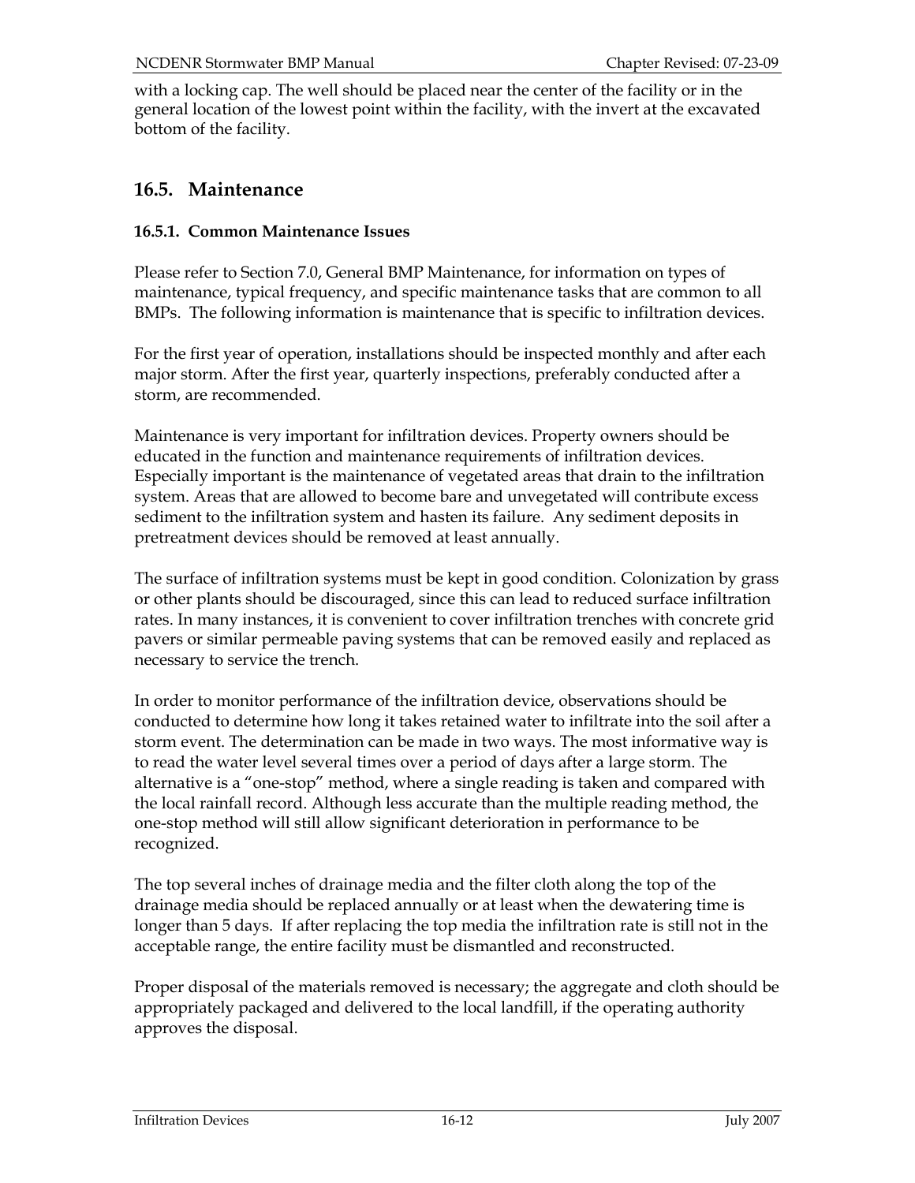with a locking cap. The well should be placed near the center of the facility or in the general location of the lowest point within the facility, with the invert at the excavated bottom of the facility.

## 16.5. Maintenance

### 16.5.1. Common Maintenance Issues

Please refer to Section 7.0, General BMP Maintenance, for information on types of maintenance, typical frequency, and specific maintenance tasks that are common to all BMPs. The following information is maintenance that is specific to infiltration devices.

For the first year of operation, installations should be inspected monthly and after each major storm. After the first year, quarterly inspections, preferably conducted after a storm, are recommended.

Maintenance is very important for infiltration devices. Property owners should be educated in the function and maintenance requirements of infiltration devices. Especially important is the maintenance of vegetated areas that drain to the infiltration system. Areas that are allowed to become bare and unvegetated will contribute excess sediment to the infiltration system and hasten its failure. Any sediment deposits in pretreatment devices should be removed at least annually.

The surface of infiltration systems must be kept in good condition. Colonization by grass or other plants should be discouraged, since this can lead to reduced surface infiltration rates. In many instances, it is convenient to cover infiltration trenches with concrete grid pavers or similar permeable paving systems that can be removed easily and replaced as necessary to service the trench.

In order to monitor performance of the infiltration device, observations should be conducted to determine how long it takes retained water to infiltrate into the soil after a storm event. The determination can be made in two ways. The most informative way is to read the water level several times over a period of days after a large storm. The alternative is a "one-stop" method, where a single reading is taken and compared with the local rainfall record. Although less accurate than the multiple reading method, the one-stop method will still allow significant deterioration in performance to be recognized.

The top several inches of drainage media and the filter cloth along the top of the drainage media should be replaced annually or at least when the dewatering time is longer than 5 days. If after replacing the top media the infiltration rate is still not in the acceptable range, the entire facility must be dismantled and reconstructed.

Proper disposal of the materials removed is necessary; the aggregate and cloth should be appropriately packaged and delivered to the local landfill, if the operating authority approves the disposal.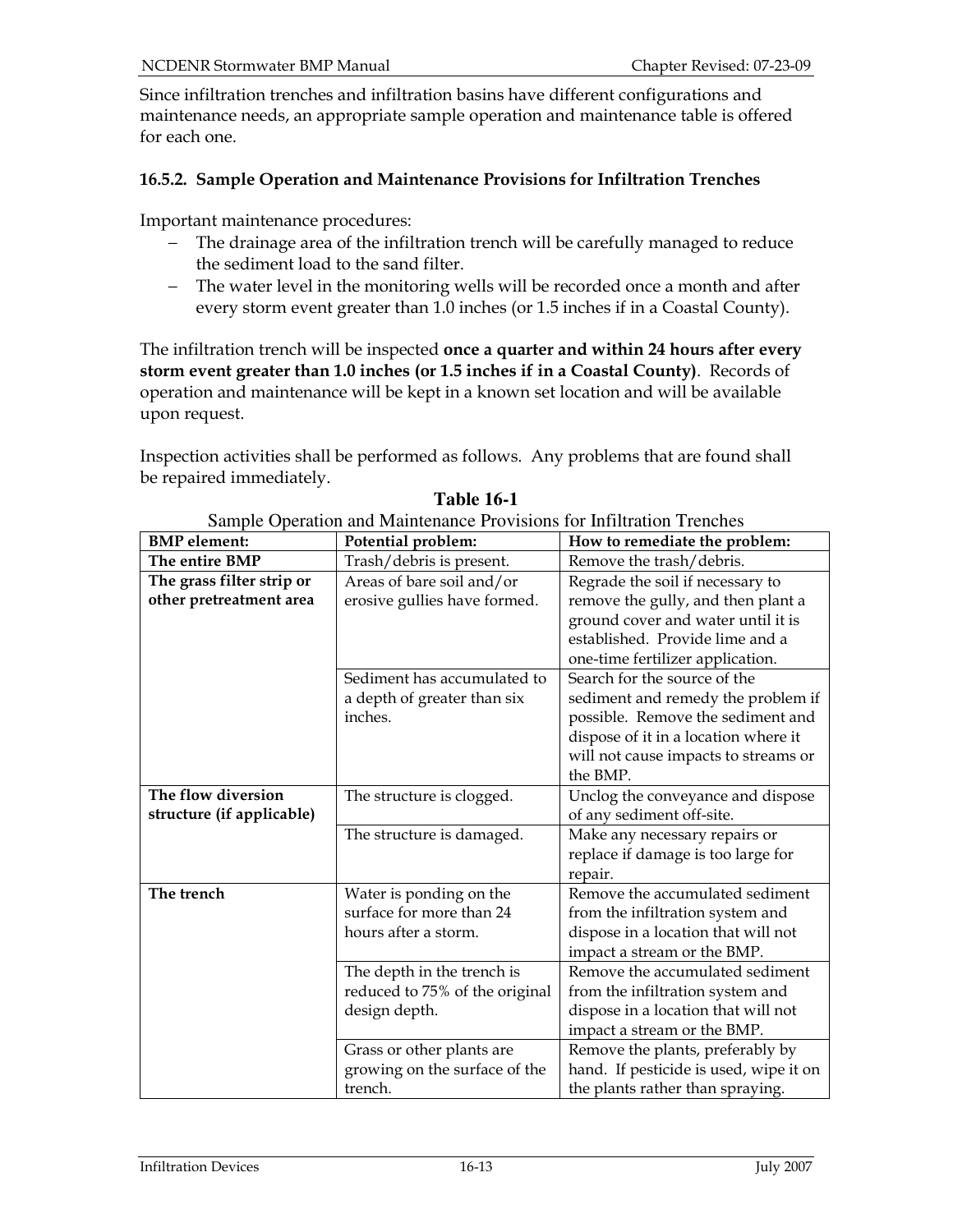Since infiltration trenches and infiltration basins have different configurations and maintenance needs, an appropriate sample operation and maintenance table is offered for each one.

### 16.5.2. Sample Operation and Maintenance Provisions for Infiltration Trenches

Important maintenance procedures:

- The drainage area of the infiltration trench will be carefully managed to reduce the sediment load to the sand filter.
- The water level in the monitoring wells will be recorded once a month and after every storm event greater than 1.0 inches (or 1.5 inches if in a Coastal County).

The infiltration trench will be inspected **once a quarter and within 24 hours after every storm event greater than 1.0 inches (or 1.5 inches if in a Coastal County)**. Records of operation and maintenance will be kept in a known set location and will be available upon request.

Inspection activities shall be performed as follows. Any problems that are found shall be repaired immediately.

**Table 16-1**

Sample Operation and Maintenance Provisions for Infiltration Trenches

| BMP element: | Potential problem: | How to remediate the problem: |
|---|---|---|
| **The entire BMP** | Trash/debris is present. | Remove the trash/debris. |
| **The grass filter strip or other pretreatment area** | Areas of bare soil and/or erosive gullies have formed. | Regrade the soil if necessary to remove the gully, and then plant a ground cover and water until it is established. Provide lime and a one-time fertilizer application. |
| | Sediment has accumulated to a depth of greater than six inches. | Search for the source of the sediment and remedy the problem if possible. Remove the sediment and dispose of it in a location where it will not cause impacts to streams or the BMP. |
| **The flow diversion structure (if applicable)** | The structure is clogged. | Unclog the conveyance and dispose of any sediment off-site. |
| | The structure is damaged. | Make any necessary repairs or replace if damage is too large for repair. |
| **The trench** | Water is ponding on the surface for more than 24 hours after a storm. | Remove the accumulated sediment from the infiltration system and dispose in a location that will not impact a stream or the BMP. |
| | The depth in the trench is reduced to 75% of the original design depth. | Remove the accumulated sediment from the infiltration system and dispose in a location that will not impact a stream or the BMP. |
| | Grass or other plants are growing on the surface of the trench. | Remove the plants, preferably by hand. If pesticide is used, wipe it on the plants rather than spraying. |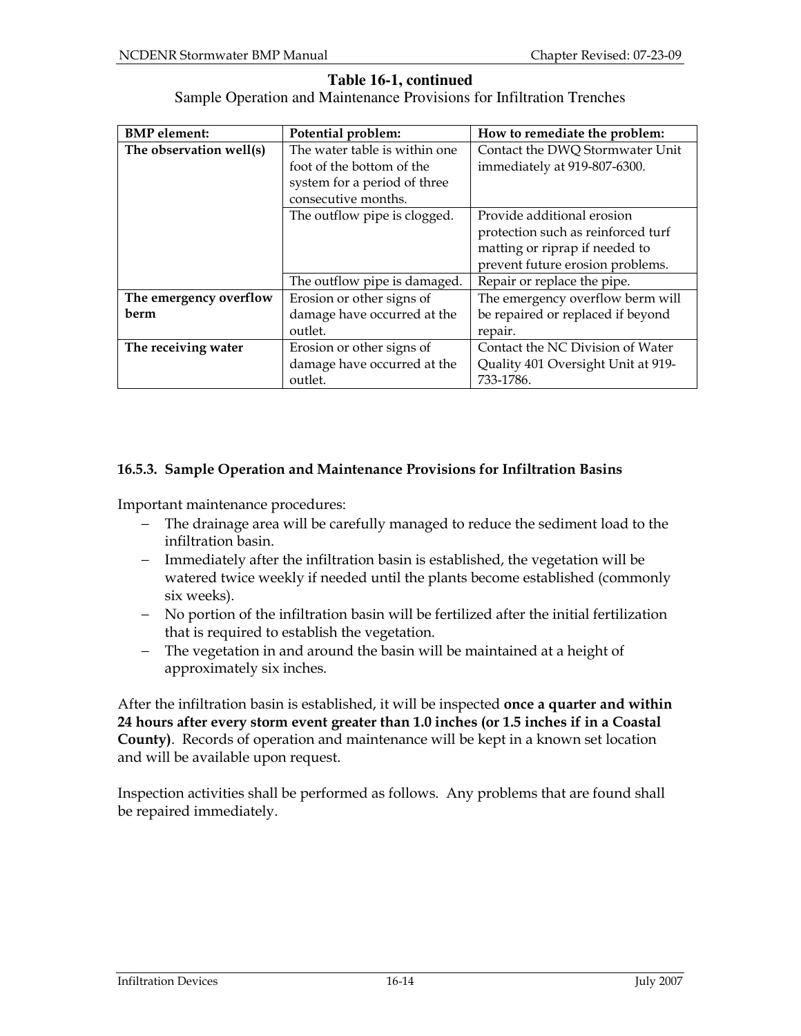**Table 16-1, continued**

Sample Operation and Maintenance Provisions for Infiltration Trenches

| BMP element: | Potential problem: | How to remediate the problem: |
|---|---|---|
| **The observation well(s)** | The water table is within one foot of the bottom of the system for a period of three consecutive months. | Contact the DWQ Stormwater Unit immediately at 919-807-6300. |
| | The outflow pipe is clogged. | Provide additional erosion protection such as reinforced turf matting or riprap if needed to prevent future erosion problems. |
| | The outflow pipe is damaged. | Repair or replace the pipe. |
| **The emergency overflow berm** | Erosion or other signs of damage have occurred at the outlet. | The emergency overflow berm will be repaired or replaced if beyond repair. |
| **The receiving water** | Erosion or other signs of damage have occurred at the outlet. | Contact the NC Division of Water Quality 401 Oversight Unit at 919-733-1786. |

### 16.5.3. Sample Operation and Maintenance Provisions for Infiltration Basins

Important maintenance procedures:

- The drainage area will be carefully managed to reduce the sediment load to the infiltration basin.
- Immediately after the infiltration basin is established, the vegetation will be watered twice weekly if needed until the plants become established (commonly six weeks).
- No portion of the infiltration basin will be fertilized after the initial fertilization that is required to establish the vegetation.
- The vegetation in and around the basin will be maintained at a height of approximately six inches.

After the infiltration basin is established, it will be inspected **once a quarter and within 24 hours after every storm event greater than 1.0 inches (or 1.5 inches if in a Coastal County)**. Records of operation and maintenance will be kept in a known set location and will be available upon request.

Inspection activities shall be performed as follows. Any problems that are found shall be repaired immediately.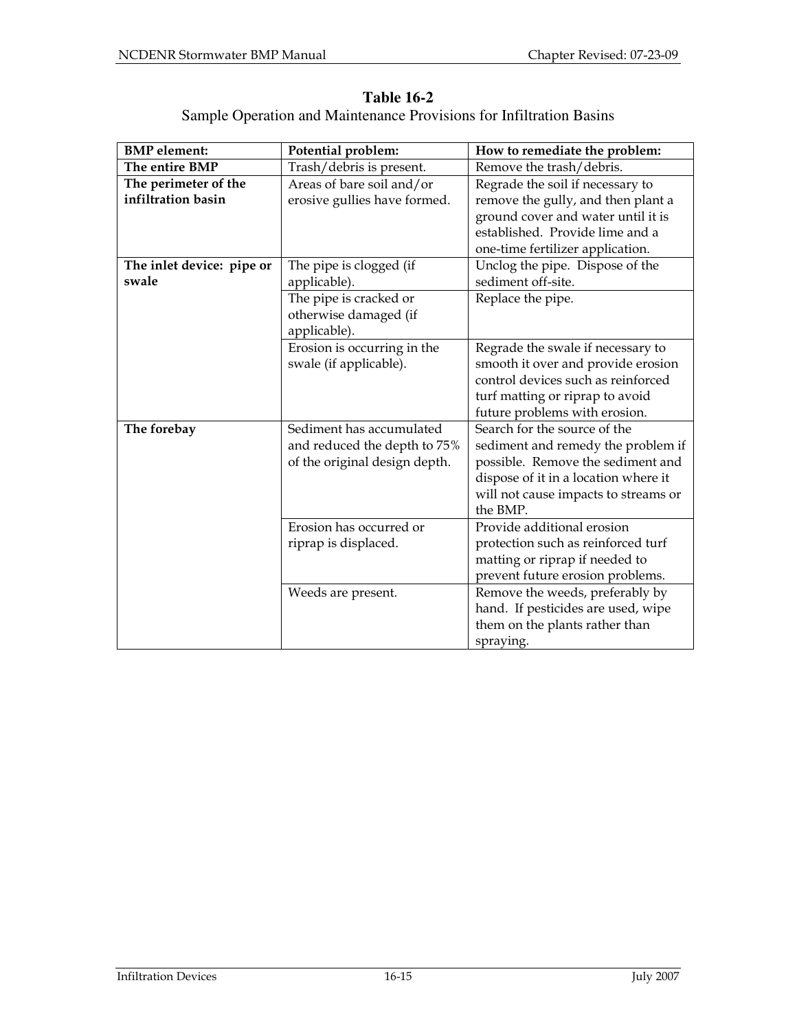**Table 16-2**

Sample Operation and Maintenance Provisions for Infiltration Basins

| BMP element: | Potential problem: | How to remediate the problem: |
|---|---|---|
| **The entire BMP** | Trash/debris is present. | Remove the trash/debris. |
| **The perimeter of the infiltration basin** | Areas of bare soil and/or erosive gullies have formed. | Regrade the soil if necessary to remove the gully, and then plant a ground cover and water until it is established. Provide lime and a one-time fertilizer application. |
| **The inlet device: pipe or swale** | The pipe is clogged (if applicable). | Unclog the pipe. Dispose of the sediment off-site. |
| | The pipe is cracked or otherwise damaged (if applicable). | Replace the pipe. |
| | Erosion is occurring in the swale (if applicable). | Regrade the swale if necessary to smooth it over and provide erosion control devices such as reinforced turf matting or riprap to avoid future problems with erosion. |
| **The forebay** | Sediment has accumulated and reduced the depth to 75% of the original design depth. | Search for the source of the sediment and remedy the problem if possible. Remove the sediment and dispose of it in a location where it will not cause impacts to streams or the BMP. |
| | Erosion has occurred or riprap is displaced. | Provide additional erosion protection such as reinforced turf matting or riprap if needed to prevent future erosion problems. |
| | Weeds are present. | Remove the weeds, preferably by hand. If pesticides are used, wipe them on the plants rather than spraying. |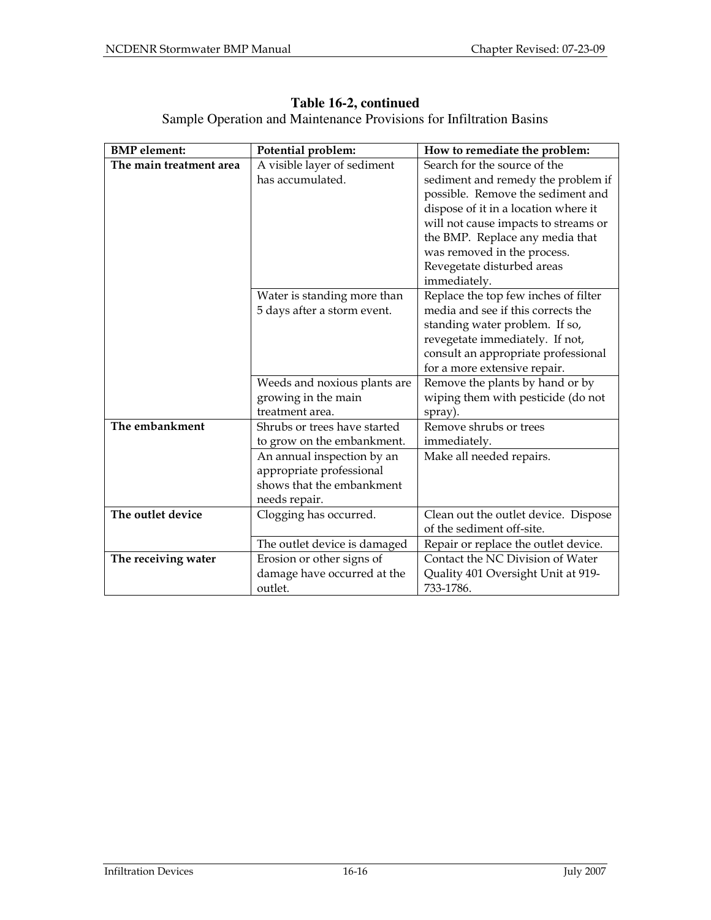**Table 16-2, continued**

Sample Operation and Maintenance Provisions for Infiltration Basins

| BMP element: | Potential problem: | How to remediate the problem: |
|---|---|---|
| **The main treatment area** | A visible layer of sediment has accumulated. | Search for the source of the sediment and remedy the problem if possible. Remove the sediment and dispose of it in a location where it will not cause impacts to streams or the BMP. Replace any media that was removed in the process. Revegetate disturbed areas immediately. |
| | Water is standing more than 5 days after a storm event. | Replace the top few inches of filter media and see if this corrects the standing water problem. If so, revegetate immediately. If not, consult an appropriate professional for a more extensive repair. |
| | Weeds and noxious plants are growing in the main treatment area. | Remove the plants by hand or by wiping them with pesticide (do not spray). |
| **The embankment** | Shrubs or trees have started to grow on the embankment. | Remove shrubs or trees immediately. |
| | An annual inspection by an appropriate professional shows that the embankment needs repair. | Make all needed repairs. |
| **The outlet device** | Clogging has occurred. | Clean out the outlet device. Dispose of the sediment off-site. |
| | The outlet device is damaged | Repair or replace the outlet device. |
| **The receiving water** | Erosion or other signs of damage have occurred at the outlet. | Contact the NC Division of Water Quality 401 Oversight Unit at 919-733-1786. |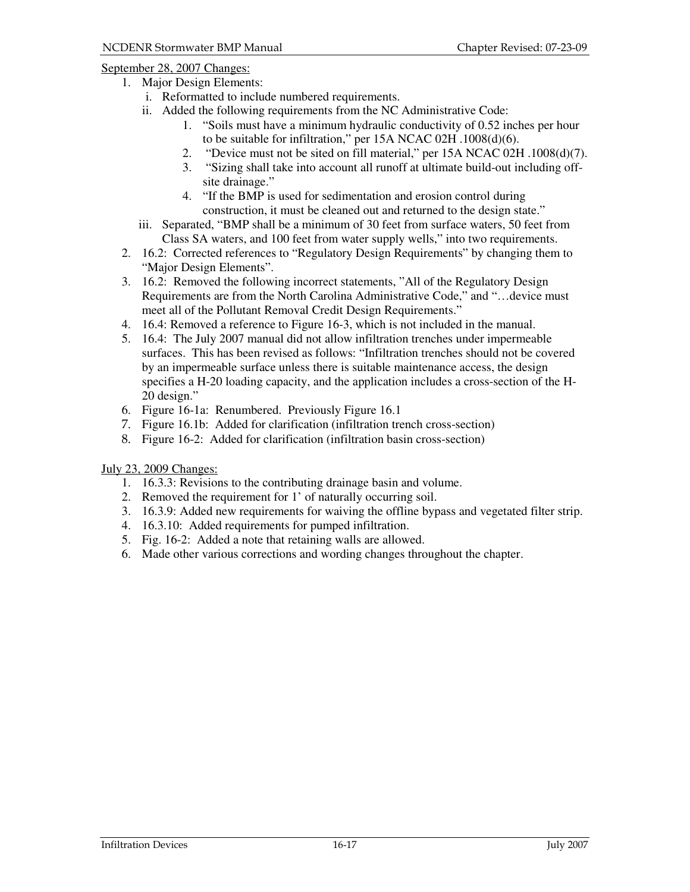September 28, 2007 Changes:

1. Major Design Elements:
   i. Reformatted to include numbered requirements.
   ii. Added the following requirements from the NC Administrative Code:
      1. "Soils must have a minimum hydraulic conductivity of 0.52 inches per hour to be suitable for infiltration," per 15A NCAC 02H .1008(d)(6).
      2. "Device must not be sited on fill material," per 15A NCAC 02H .1008(d)(7).
      3. "Sizing shall take into account all runoff at ultimate build-out including off-site drainage."
      4. "If the BMP is used for sedimentation and erosion control during construction, it must be cleaned out and returned to the design state."
   iii. Separated, "BMP shall be a minimum of 30 feet from surface waters, 50 feet from Class SA waters, and 100 feet from water supply wells," into two requirements.
2. 16.2: Corrected references to "Regulatory Design Requirements" by changing them to "Major Design Elements".
3. 16.2: Removed the following incorrect statements, "All of the Regulatory Design Requirements are from the North Carolina Administrative Code," and "…device must meet all of the Pollutant Removal Credit Design Requirements."
4. 16.4: Removed a reference to Figure 16-3, which is not included in the manual.
5. 16.4: The July 2007 manual did not allow infiltration trenches under impermeable surfaces. This has been revised as follows: "Infiltration trenches should not be covered by an impermeable surface unless there is suitable maintenance access, the design specifies a H-20 loading capacity, and the application includes a cross-section of the H-20 design."
6. Figure 16-1a: Renumbered. Previously Figure 16.1
7. Figure 16.1b: Added for clarification (infiltration trench cross-section)
8. Figure 16-2: Added for clarification (infiltration basin cross-section)

July 23, 2009 Changes:

1. 16.3.3: Revisions to the contributing drainage basin and volume.
2. Removed the requirement for 1' of naturally occurring soil.
3. 16.3.9: Added new requirements for waiving the offline bypass and vegetated filter strip.
4. 16.3.10: Added requirements for pumped infiltration.
5. Fig. 16-2: Added a note that retaining walls are allowed.
6. Made other various corrections and wording changes throughout the chapter.